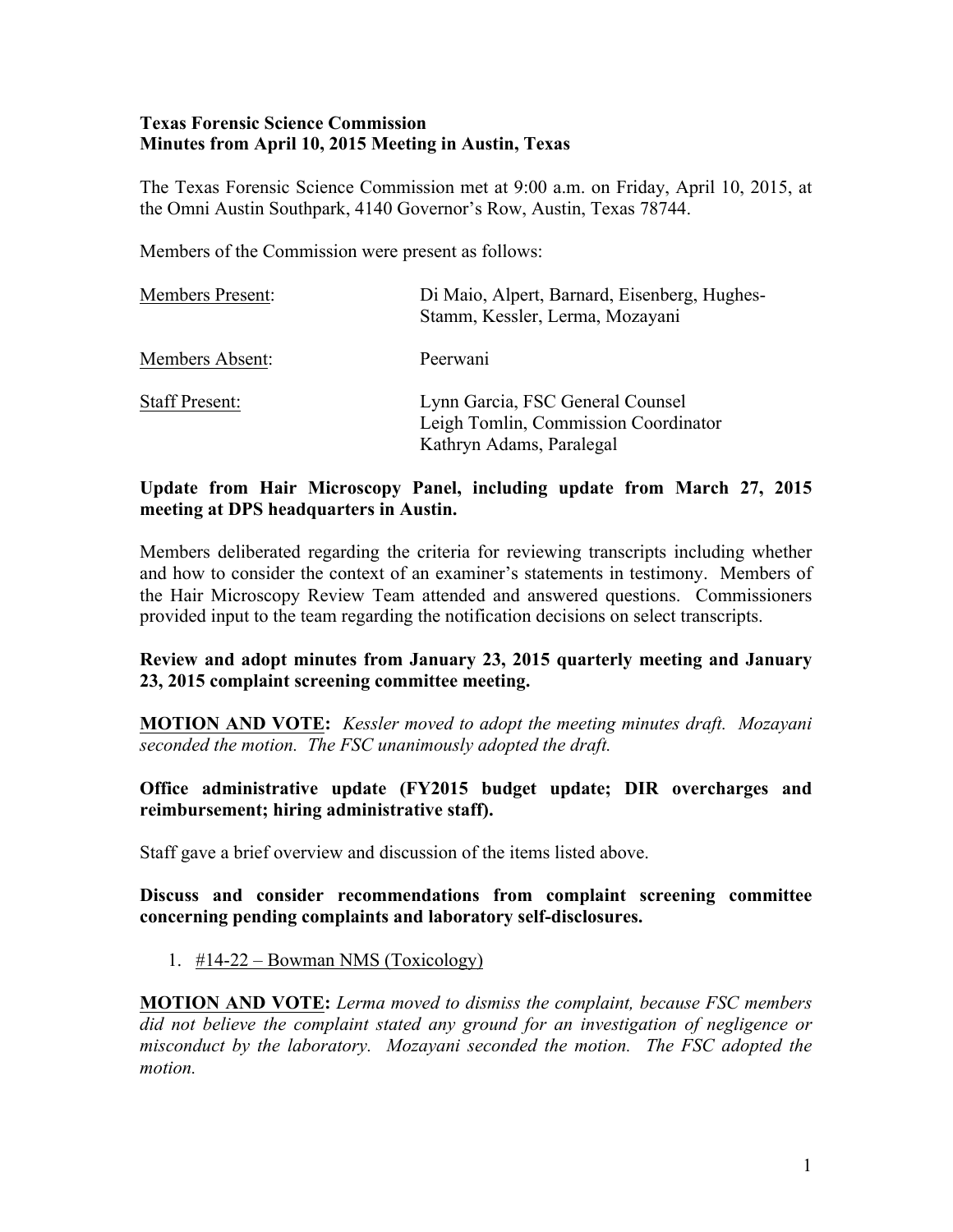**Texas Forensic Science Commission**
**Minutes from April 10, 2015 Meeting in Austin, Texas**

The Texas Forensic Science Commission met at 9:00 a.m. on Friday, April 10, 2015, at the Omni Austin Southpark, 4140 Governor's Row, Austin, Texas 78744.

Members of the Commission were present as follows:

| | |
|---|---|
| Members Present: | Di Maio, Alpert, Barnard, Eisenberg, Hughes-Stamm, Kessler, Lerma, Mozayani |
| Members Absent: | Peerwani |
| Staff Present: | Lynn Garcia, FSC General Counsel<br>Leigh Tomlin, Commission Coordinator<br>Kathryn Adams, Paralegal |

**Update from Hair Microscopy Panel, including update from March 27, 2015 meeting at DPS headquarters in Austin.**

Members deliberated regarding the criteria for reviewing transcripts including whether and how to consider the context of an examiner's statements in testimony. Members of the Hair Microscopy Review Team attended and answered questions. Commissioners provided input to the team regarding the notification decisions on select transcripts.

**Review and adopt minutes from January 23, 2015 quarterly meeting and January 23, 2015 complaint screening committee meeting.**

**MOTION AND VOTE:** *Kessler moved to adopt the meeting minutes draft. Mozayani seconded the motion. The FSC unanimously adopted the draft.*

**Office administrative update (FY2015 budget update; DIR overcharges and reimbursement; hiring administrative staff).**

Staff gave a brief overview and discussion of the items listed above.

**Discuss and consider recommendations from complaint screening committee concerning pending complaints and laboratory self-disclosures.**

1. #14-22 – Bowman NMS (Toxicology)

**MOTION AND VOTE:** *Lerma moved to dismiss the complaint, because FSC members did not believe the complaint stated any ground for an investigation of negligence or misconduct by the laboratory. Mozayani seconded the motion. The FSC adopted the motion.*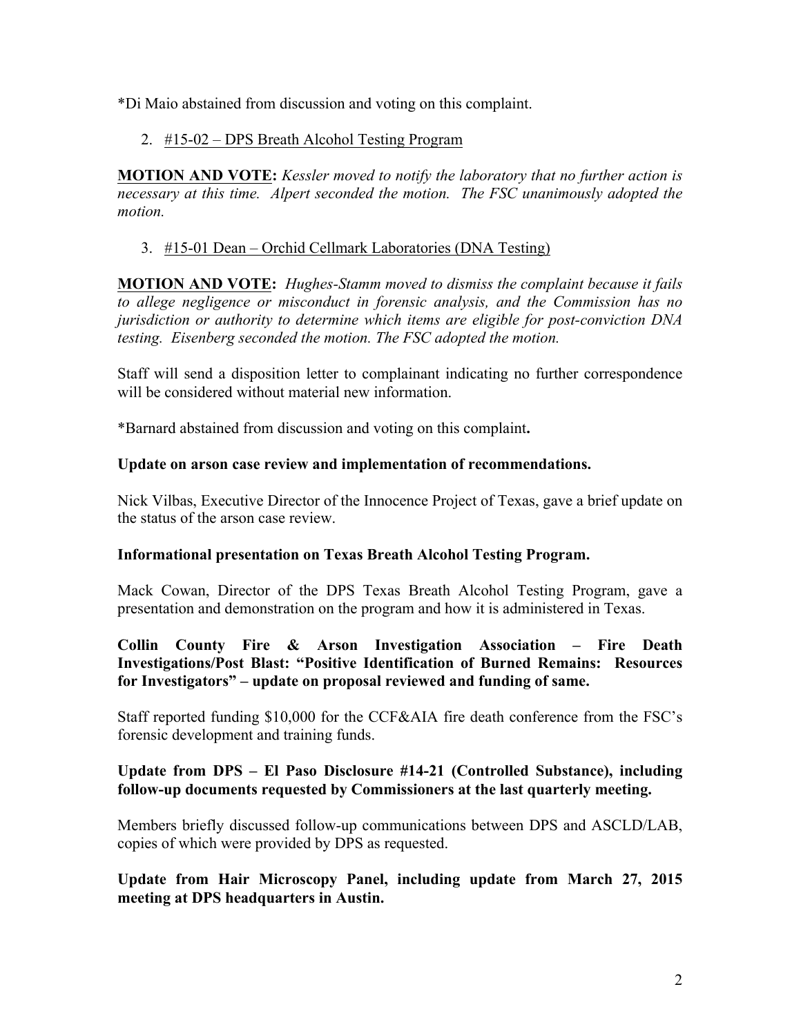*Di Maio abstained from discussion and voting on this complaint.

2. #15-02 – DPS Breath Alcohol Testing Program

**MOTION AND VOTE:** *Kessler moved to notify the laboratory that no further action is necessary at this time. Alpert seconded the motion. The FSC unanimously adopted the motion.*

3. #15-01 Dean – Orchid Cellmark Laboratories (DNA Testing)

**MOTION AND VOTE:** *Hughes-Stamm moved to dismiss the complaint because it fails to allege negligence or misconduct in forensic analysis, and the Commission has no jurisdiction or authority to determine which items are eligible for post-conviction DNA testing. Eisenberg seconded the motion. The FSC adopted the motion.*

Staff will send a disposition letter to complainant indicating no further correspondence will be considered without material new information.

*Barnard abstained from discussion and voting on this complaint**.**

**Update on arson case review and implementation of recommendations.**

Nick Vilbas, Executive Director of the Innocence Project of Texas, gave a brief update on the status of the arson case review.

**Informational presentation on Texas Breath Alcohol Testing Program.**

Mack Cowan, Director of the DPS Texas Breath Alcohol Testing Program, gave a presentation and demonstration on the program and how it is administered in Texas.

**Collin County Fire & Arson Investigation Association – Fire Death Investigations/Post Blast: "Positive Identification of Burned Remains: Resources for Investigators" – update on proposal reviewed and funding of same.**

Staff reported funding $10,000 for the CCF&AIA fire death conference from the FSC's forensic development and training funds.

**Update from DPS – El Paso Disclosure #14-21 (Controlled Substance), including follow-up documents requested by Commissioners at the last quarterly meeting.**

Members briefly discussed follow-up communications between DPS and ASCLD/LAB, copies of which were provided by DPS as requested.

**Update from Hair Microscopy Panel, including update from March 27, 2015 meeting at DPS headquarters in Austin.**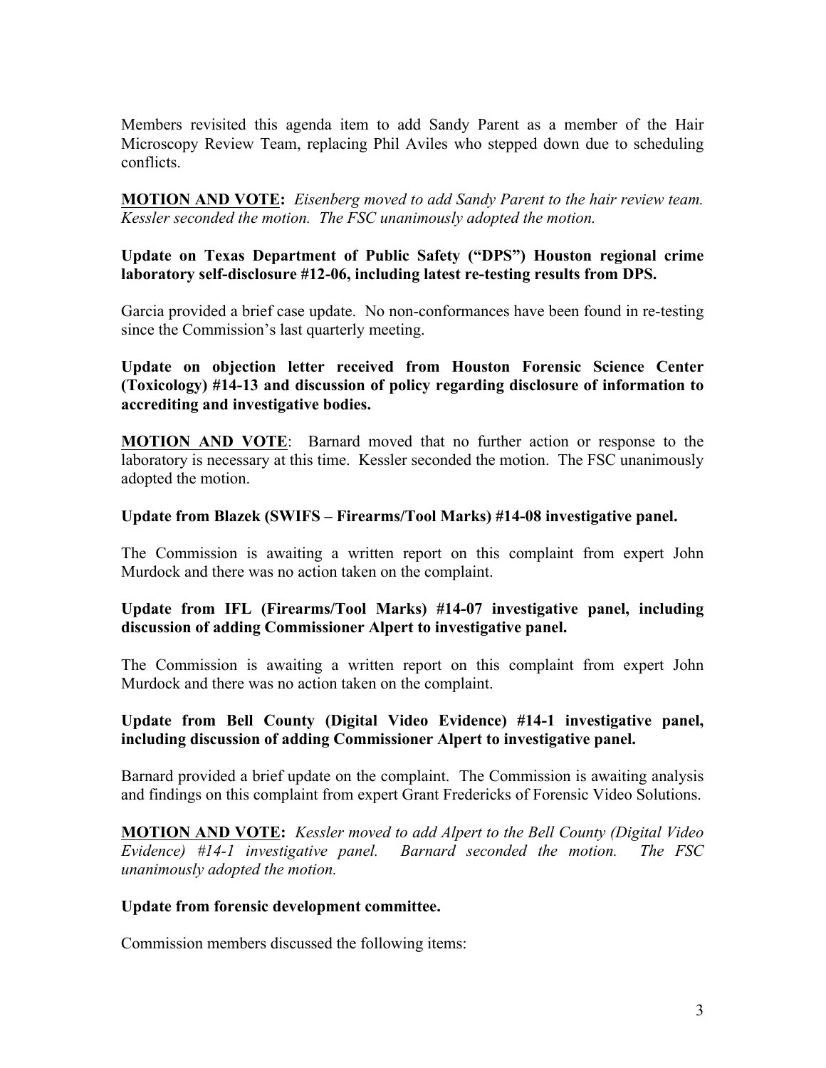Members revisited this agenda item to add Sandy Parent as a member of the Hair Microscopy Review Team, replacing Phil Aviles who stepped down due to scheduling conflicts.

**MOTION AND VOTE:** *Eisenberg moved to add Sandy Parent to the hair review team. Kessler seconded the motion. The FSC unanimously adopted the motion.*

**Update on Texas Department of Public Safety ("DPS") Houston regional crime laboratory self-disclosure #12-06, including latest re-testing results from DPS.**

Garcia provided a brief case update. No non-conformances have been found in re-testing since the Commission's last quarterly meeting.

**Update on objection letter received from Houston Forensic Science Center (Toxicology) #14-13 and discussion of policy regarding disclosure of information to accrediting and investigative bodies.**

**MOTION AND VOTE**: Barnard moved that no further action or response to the laboratory is necessary at this time. Kessler seconded the motion. The FSC unanimously adopted the motion.

**Update from Blazek (SWIFS – Firearms/Tool Marks) #14-08 investigative panel.**

The Commission is awaiting a written report on this complaint from expert John Murdock and there was no action taken on the complaint.

**Update from IFL (Firearms/Tool Marks) #14-07 investigative panel, including discussion of adding Commissioner Alpert to investigative panel.**

The Commission is awaiting a written report on this complaint from expert John Murdock and there was no action taken on the complaint.

**Update from Bell County (Digital Video Evidence) #14-1 investigative panel, including discussion of adding Commissioner Alpert to investigative panel.**

Barnard provided a brief update on the complaint. The Commission is awaiting analysis and findings on this complaint from expert Grant Fredericks of Forensic Video Solutions.

**MOTION AND VOTE:** *Kessler moved to add Alpert to the Bell County (Digital Video Evidence) #14-1 investigative panel. Barnard seconded the motion. The FSC unanimously adopted the motion.*

**Update from forensic development committee.**

Commission members discussed the following items: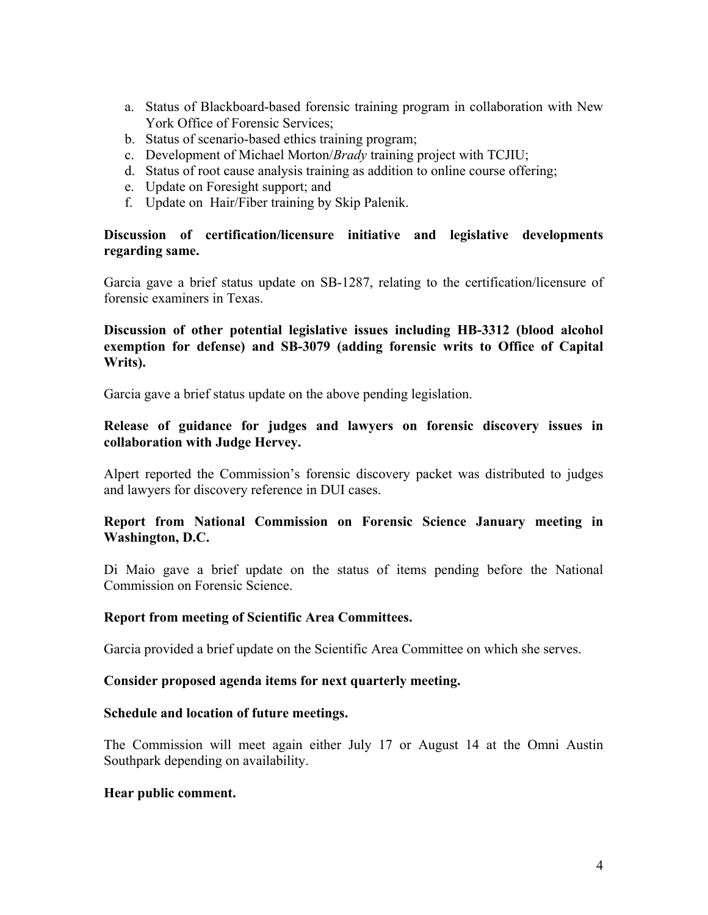a. Status of Blackboard-based forensic training program in collaboration with New York Office of Forensic Services;
b. Status of scenario-based ethics training program;
c. Development of Michael Morton/*Brady* training project with TCJIU;
d. Status of root cause analysis training as addition to online course offering;
e. Update on Foresight support; and
f. Update on Hair/Fiber training by Skip Palenik.

**Discussion of certification/licensure initiative and legislative developments regarding same.**

Garcia gave a brief status update on SB-1287, relating to the certification/licensure of forensic examiners in Texas.

**Discussion of other potential legislative issues including HB-3312 (blood alcohol exemption for defense) and SB-3079 (adding forensic writs to Office of Capital Writs).**

Garcia gave a brief status update on the above pending legislation.

**Release of guidance for judges and lawyers on forensic discovery issues in collaboration with Judge Hervey.**

Alpert reported the Commission's forensic discovery packet was distributed to judges and lawyers for discovery reference in DUI cases.

**Report from National Commission on Forensic Science January meeting in Washington, D.C.**

Di Maio gave a brief update on the status of items pending before the National Commission on Forensic Science.

**Report from meeting of Scientific Area Committees.**

Garcia provided a brief update on the Scientific Area Committee on which she serves.

**Consider proposed agenda items for next quarterly meeting.**

**Schedule and location of future meetings.**

The Commission will meet again either July 17 or August 14 at the Omni Austin Southpark depending on availability.

**Hear public comment.**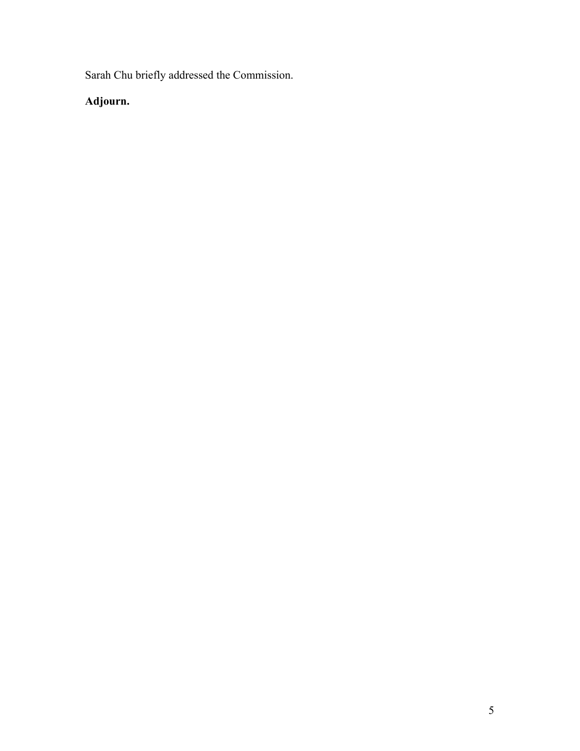Sarah Chu briefly addressed the Commission.

**Adjourn.**